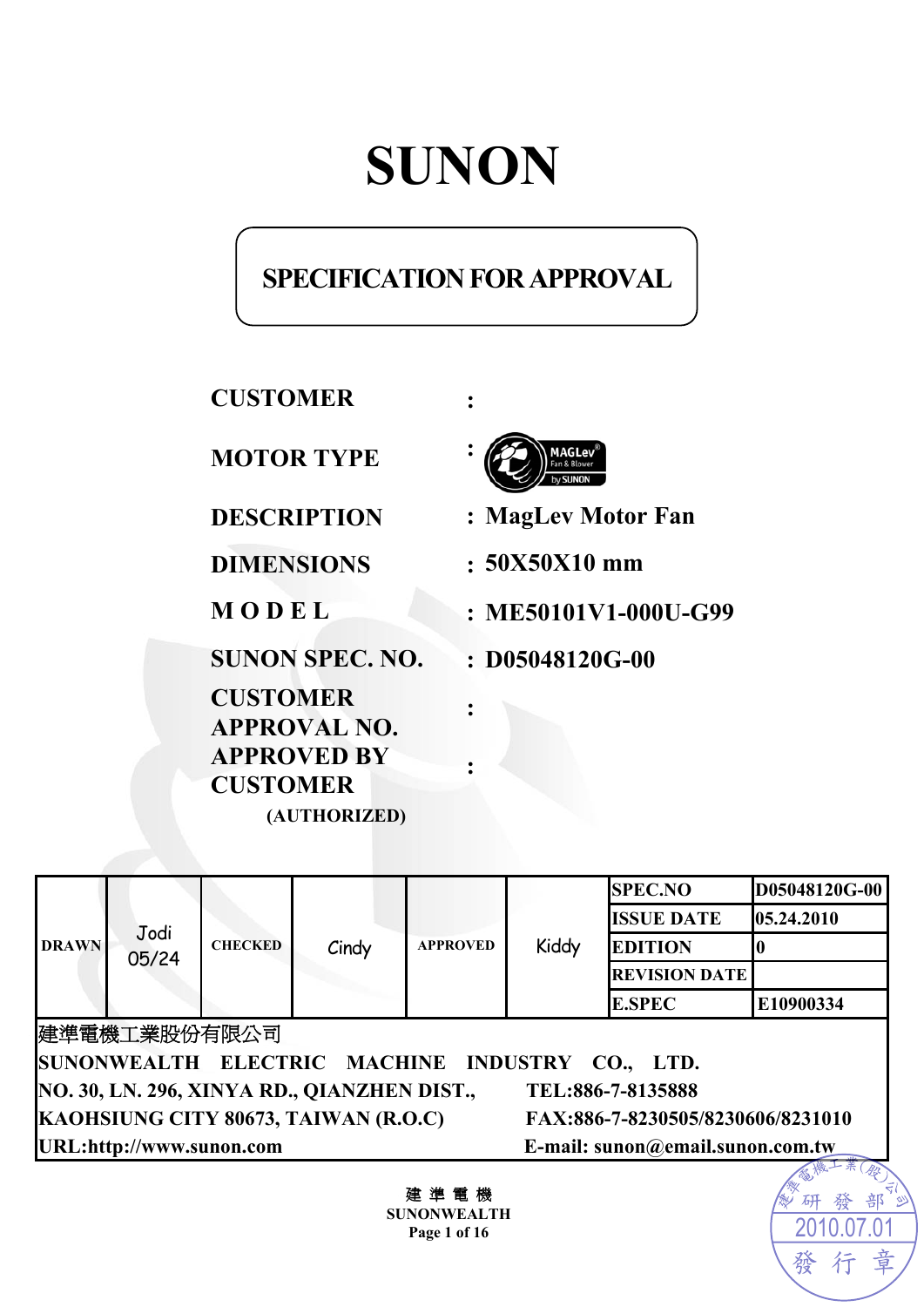# SUNON

## SPECIFICATION FOR APPROVAL

| | | |
|---|---|---|
| **CUSTOMER** | : | |
| **MOTOR TYPE** | : | MAGLev Fan & Blower by SUNON |
| **DESCRIPTION** | : | **MagLev Motor Fan** |
| **DIMENSIONS** | : | **50X50X10 mm** |
| **MODEL** | : | **ME50101V1-000U-G99** |
| **SUNON SPEC. NO.** | : | **D05048120G-00** |
| **CUSTOMER APPROVAL NO.** | : | |
| **APPROVED BY CUSTOMER (AUTHORIZED)** | : | |

| | | | | | | | |
|---|---|---|---|---|---|---|---|
| DRAWN | Jodi 05/24 | CHECKED | Cindy | APPROVED | Kiddy | SPEC.NO | D05048120G-00 |
| | | | | | | ISSUE DATE | 05.24.2010 |
| | | | | | | EDITION | 0 |
| | | | | | | REVISION DATE | |
| | | | | | | E.SPEC | E10900334 |

建準電機工業股份有限公司

**SUNONWEALTH ELECTRIC MACHINE INDUSTRY CO., LTD.**

**NO. 30, LN. 296, XINYA RD., QIANZHEN DIST., KAOHSIUNG CITY 80673, TAIWAN (R.O.C)**

**TEL:886-7-8135888**

**FAX:886-7-8230505/8230606/8231010**

**URL:http://www.sunon.com**

**E-mail: sunon@email.sunon.com.tw**

建準電機工業(股)公司 研發部 2010.07.01 發行章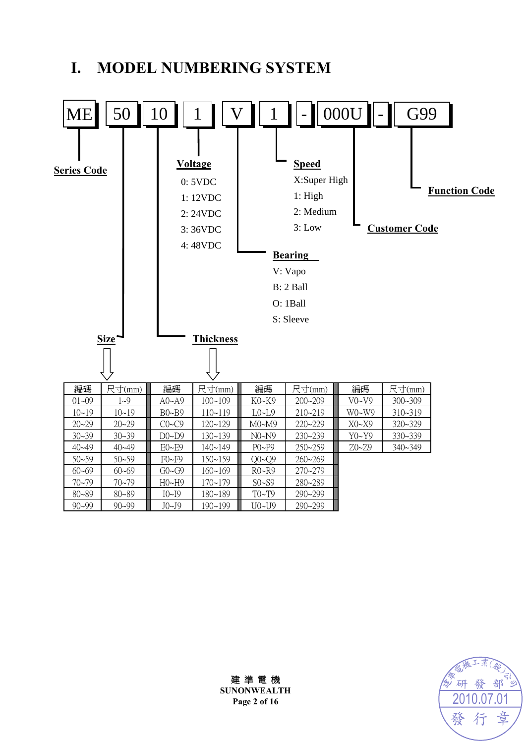# I. MODEL NUMBERING SYSTEM

ME | 50 | 10 | 1 | V | 1 | - | 000U | - | G99

**Series Code** (ME)

**Size** (50)

**Thickness** (10)

**Voltage** (1)
- 0: 5VDC
- 1: 12VDC
- 2: 24VDC
- 3: 36VDC
- 4: 48VDC

**Bearing** (V)
- V: Vapo
- B: 2 Ball
- O: 1Ball
- S: Sleeve

**Speed** (1)
- X:Super High
- 1: High
- 2: Medium
- 3: Low

**Customer Code** (000U)

**Function Code** (G99)

| 編碼 | 尺寸(mm) | 編碼 | 尺寸(mm) | 編碼 | 尺寸(mm) | 編碼 | 尺寸(mm) |
|---|---|---|---|---|---|---|---|
| 01~09 | 1~9 | A0~A9 | 100~109 | K0~K9 | 200~209 | V0~V9 | 300~309 |
| 10~19 | 10~19 | B0~B9 | 110~119 | L0~L9 | 210~219 | W0~W9 | 310~319 |
| 20~29 | 20~29 | C0~C9 | 120~129 | M0~M9 | 220~229 | X0~X9 | 320~329 |
| 30~39 | 30~39 | D0~D9 | 130~139 | N0~N9 | 230~239 | Y0~Y9 | 330~339 |
| 40~49 | 40~49 | E0~E9 | 140~149 | P0~P9 | 250~259 | Z0~Z9 | 340~349 |
| 50~59 | 50~59 | F0~F9 | 150~159 | Q0~Q9 | 260~269 | | |
| 60~69 | 60~69 | G0~G9 | 160~169 | R0~R9 | 270~279 | | |
| 70~79 | 70~79 | H0~H9 | 170~179 | S0~S9 | 280~289 | | |
| 80~89 | 80~89 | I0~I9 | 180~189 | T0~T9 | 290~299 | | |
| 90~99 | 90~99 | J0~J9 | 190~199 | U0~U9 | 290~299 | | |

建 準 電 機
SUNONWEALTH

建準電機工業(股)公司 研發部 2010.07.01 發行章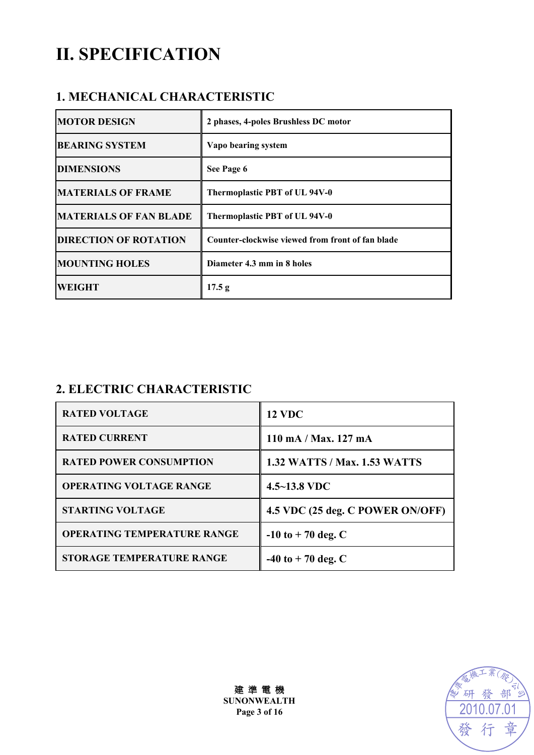# II. SPECIFICATION

## 1. MECHANICAL CHARACTERISTIC

| | |
|---|---|
| MOTOR DESIGN | 2 phases, 4-poles Brushless DC motor |
| BEARING SYSTEM | Vapo bearing system |
| DIMENSIONS | See Page 6 |
| MATERIALS OF FRAME | Thermoplastic PBT of UL 94V-0 |
| MATERIALS OF FAN BLADE | Thermoplastic PBT of UL 94V-0 |
| DIRECTION OF ROTATION | Counter-clockwise viewed from front of fan blade |
| MOUNTING HOLES | Diameter 4.3 mm in 8 holes |
| WEIGHT | 17.5 g |

## 2. ELECTRIC CHARACTERISTIC

| | |
|---|---|
| RATED VOLTAGE | 12 VDC |
| RATED CURRENT | 110 mA / Max. 127 mA |
| RATED POWER CONSUMPTION | 1.32 WATTS / Max. 1.53 WATTS |
| OPERATING VOLTAGE RANGE | 4.5~13.8 VDC |
| STARTING VOLTAGE | 4.5 VDC (25 deg. C POWER ON/OFF) |
| OPERATING TEMPERATURE RANGE | -10 to + 70 deg. C |
| STORAGE TEMPERATURE RANGE | -40 to + 70 deg. C |

建 準 電 機
SUNONWEALTH

建準電機工業(股)公司 研發部 2010.07.01 發行章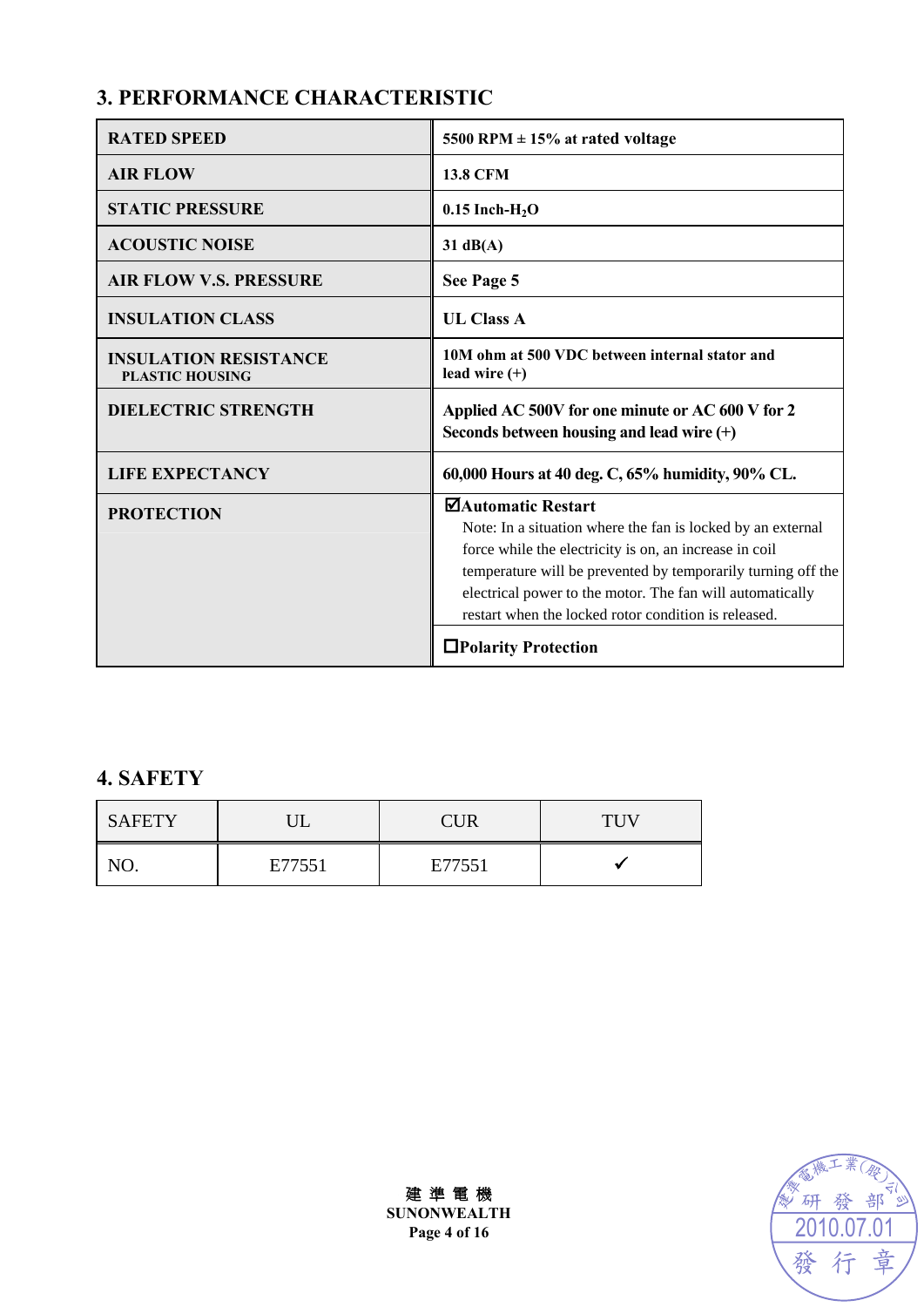## 3. PERFORMANCE CHARACTERISTIC

| | |
|---|---|
| **RATED SPEED** | **5500 RPM ± 15% at rated voltage** |
| **AIR FLOW** | **13.8 CFM** |
| **STATIC PRESSURE** | **0.15 Inch-$H_2O$** |
| **ACOUSTIC NOISE** | **31 dB(A)** |
| **AIR FLOW V.S. PRESSURE** | **See Page 5** |
| **INSULATION CLASS** | **UL Class A** |
| **INSULATION RESISTANCE** PLASTIC HOUSING | **10M ohm at 500 VDC between internal stator and lead wire (+)** |
| **DIELECTRIC STRENGTH** | **Applied AC 500V for one minute or AC 600 V for 2 Seconds between housing and lead wire (+)** |
| **LIFE EXPECTANCY** | **60,000 Hours at 40 deg. C, 65% humidity, 90% CL.** |
| **PROTECTION** | ☑**Automatic Restart** Note: In a situation where the fan is locked by an external force while the electricity is on, an increase in coil temperature will be prevented by temporarily turning off the electrical power to the motor. The fan will automatically restart when the locked rotor condition is released. |
| | ☐**Polarity Protection** |

## 4. SAFETY

| SAFETY | UL | CUR | TUV |
|---|---|---|---|
| NO. | E77551 | E77551 | ✓ |

建 準 電 機
SUNONWEALTH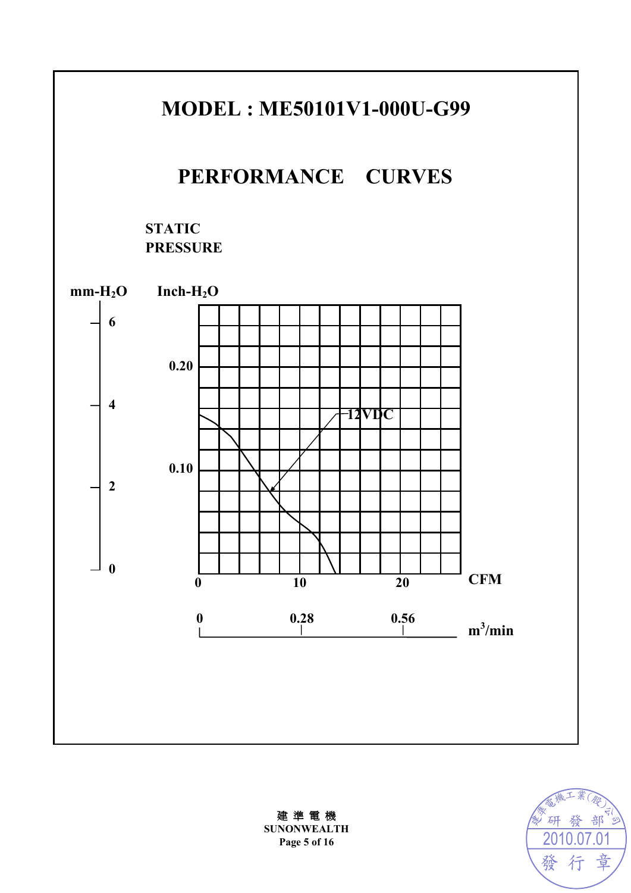# MODEL : ME50101V1-000U-G99

## PERFORMANCE CURVES

STATIC
PRESSURE

mm-$H_2O$
Inch-$H_2O$

6
4
2
0

0.20
0.10

12VDC

0
10
20
CFM

0
0.28
0.56
$m^3$/min

建 準 電 機
SUNONWEALTH

建準電機工業(股)公司
研 發 部
2010.07.01
發 行 章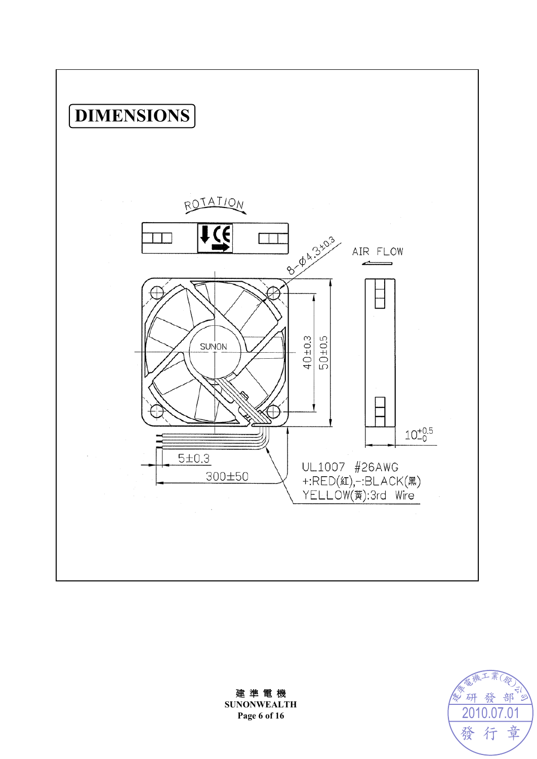# DIMENSIONS

ROTATION

AIR FLOW

8-Ø4.3±0.3

SUNON

40±0.3

50±0.5

$10^{+0.5}_{-0}$

5±0.3

300±50

UL1007 #26AWG

+:RED(紅),-:BLACK(黑)

YELLOW(黃):3rd Wire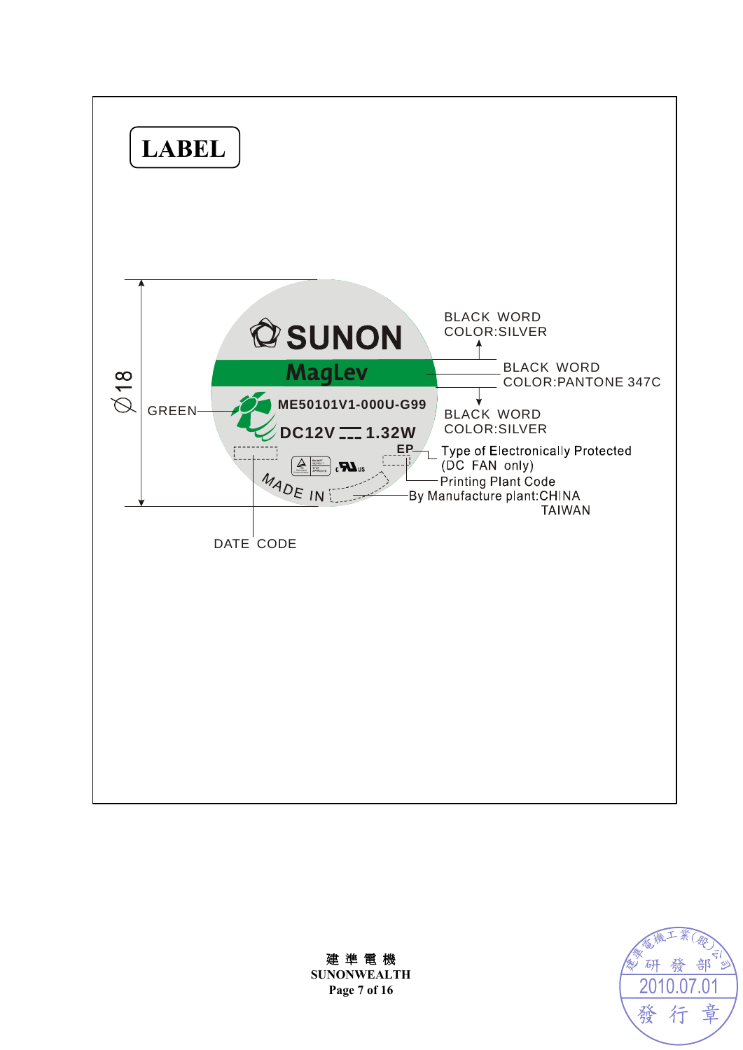# LABEL

∅18

GREEN

SUNON

MagLev

ME50101V1-000U-G99

DC12V ⎓ 1.32W

EP

MADE IN

BLACK WORD
COLOR:SILVER

BLACK WORD
COLOR:PANTONE 347C

BLACK WORD
COLOR:SILVER

Type of Electronically Protected
(DC FAN only)

Printing Plant Code

By Manufacture plant:CHINA
TAIWAN

DATE CODE

建 準 電 機
SUNONWEALTH

建準電機工業(股)公司
研 發 部
2010.07.01
發 行 章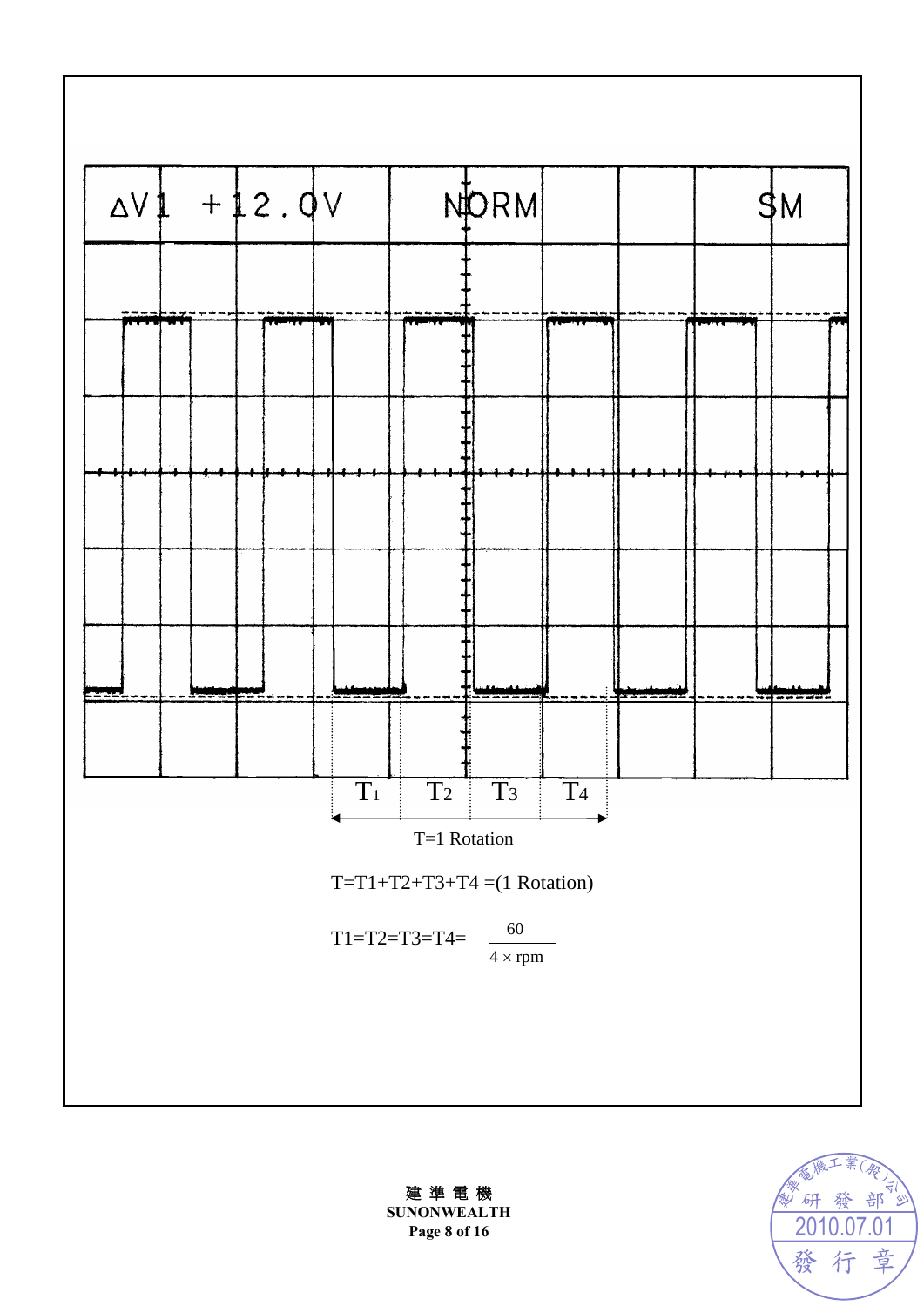ΔV1 +12.0V

NORM

SM

$T_1$ $T_2$ $T_3$ $T_4$

T=1 Rotation

T=T1+T2+T3+T4 =(1 Rotation)

$$T1=T2=T3=T4=\frac{60}{4 \times rpm}$$

建 準 電 機
**SUNONWEALTH**

建準電機工業(股)公司 研發部 2010.07.01 發行章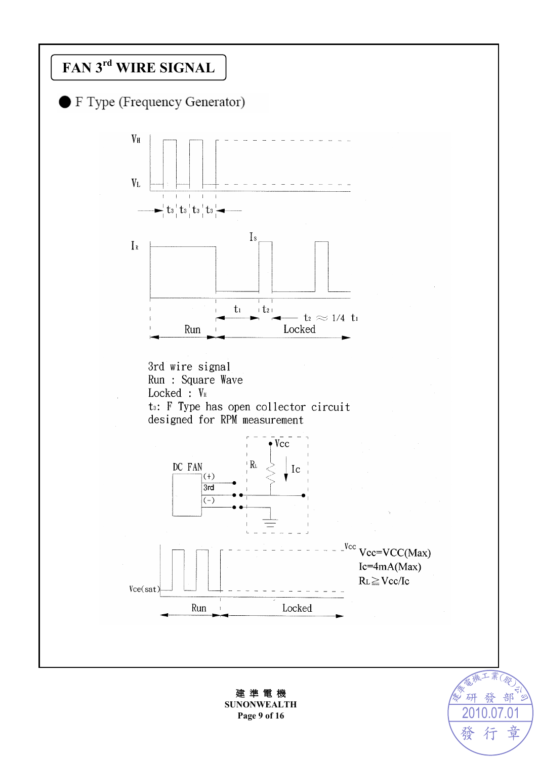# FAN 3rd WIRE SIGNAL

● F Type (Frequency Generator)

$V_H$

$V_L$

$t_3$ $t_3$ $t_3$ $t_3$

$I_R$

$I_S$

$t_1$ $t_2$

$t_2 \approx 1/4\ t_1$

Run

Locked

3rd wire signal
Run : Square Wave
Locked : $V_H$
$t_3$: F Type has open collector circuit designed for RPM measurement

DC FAN

(+)

3rd

(-)

Vcc

$R_L$

Ic

Vcc

Vce(sat)

Run

Locked

Vcc=VCC(Max)
Ic=4mA(Max)
$R_L \geqq Vcc/Ic$

建 準 電 機
SUNONWEALTH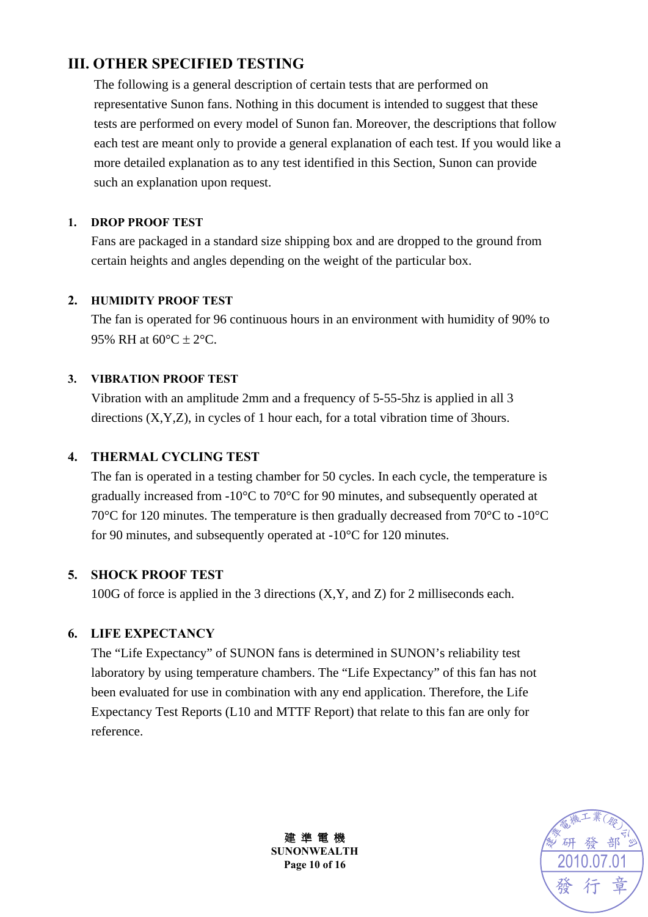## III. OTHER SPECIFIED TESTING

The following is a general description of certain tests that are performed on representative Sunon fans. Nothing in this document is intended to suggest that these tests are performed on every model of Sunon fan. Moreover, the descriptions that follow each test are meant only to provide a general explanation of each test. If you would like a more detailed explanation as to any test identified in this Section, Sunon can provide such an explanation upon request.

### 1. DROP PROOF TEST

Fans are packaged in a standard size shipping box and are dropped to the ground from certain heights and angles depending on the weight of the particular box.

### 2. HUMIDITY PROOF TEST

The fan is operated for 96 continuous hours in an environment with humidity of 90% to 95% RH at 60°C ± 2°C.

### 3. VIBRATION PROOF TEST

Vibration with an amplitude 2mm and a frequency of 5-55-5hz is applied in all 3 directions (X,Y,Z), in cycles of 1 hour each, for a total vibration time of 3hours.

### 4. THERMAL CYCLING TEST

The fan is operated in a testing chamber for 50 cycles. In each cycle, the temperature is gradually increased from -10°C to 70°C for 90 minutes, and subsequently operated at 70°C for 120 minutes. The temperature is then gradually decreased from 70°C to -10°C for 90 minutes, and subsequently operated at -10°C for 120 minutes.

### 5. SHOCK PROOF TEST

100G of force is applied in the 3 directions (X,Y, and Z) for 2 milliseconds each.

### 6. LIFE EXPECTANCY

The “Life Expectancy” of SUNON fans is determined in SUNON’s reliability test laboratory by using temperature chambers. The “Life Expectancy” of this fan has not been evaluated for use in combination with any end application. Therefore, the Life Expectancy Test Reports (L10 and MTTF Report) that relate to this fan are only for reference.

建準電機工業(股)公司 研發部 2010.07.01 發行章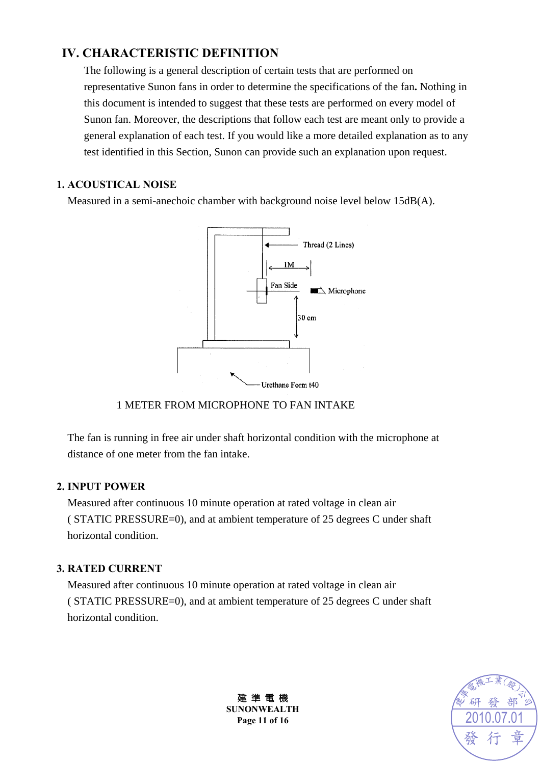## IV. CHARACTERISTIC DEFINITION

The following is a general description of certain tests that are performed on representative Sunon fans in order to determine the specifications of the fan**.** Nothing in this document is intended to suggest that these tests are performed on every model of Sunon fan. Moreover, the descriptions that follow each test are meant only to provide a general explanation of each test. If you would like a more detailed explanation as to any test identified in this Section, Sunon can provide such an explanation upon request.

### 1. ACOUSTICAL NOISE

Measured in a semi-anechoic chamber with background noise level below 15dB(A).

Thread (2 Lines)

1M

Fan Side

Microphone

30 cm

Urethane Form t40

1 METER FROM MICROPHONE TO FAN INTAKE

The fan is running in free air under shaft horizontal condition with the microphone at distance of one meter from the fan intake.

### 2. INPUT POWER

Measured after continuous 10 minute operation at rated voltage in clean air ( STATIC PRESSURE=0), and at ambient temperature of 25 degrees C under shaft horizontal condition.

### 3. RATED CURRENT

Measured after continuous 10 minute operation at rated voltage in clean air ( STATIC PRESSURE=0), and at ambient temperature of 25 degrees C under shaft horizontal condition.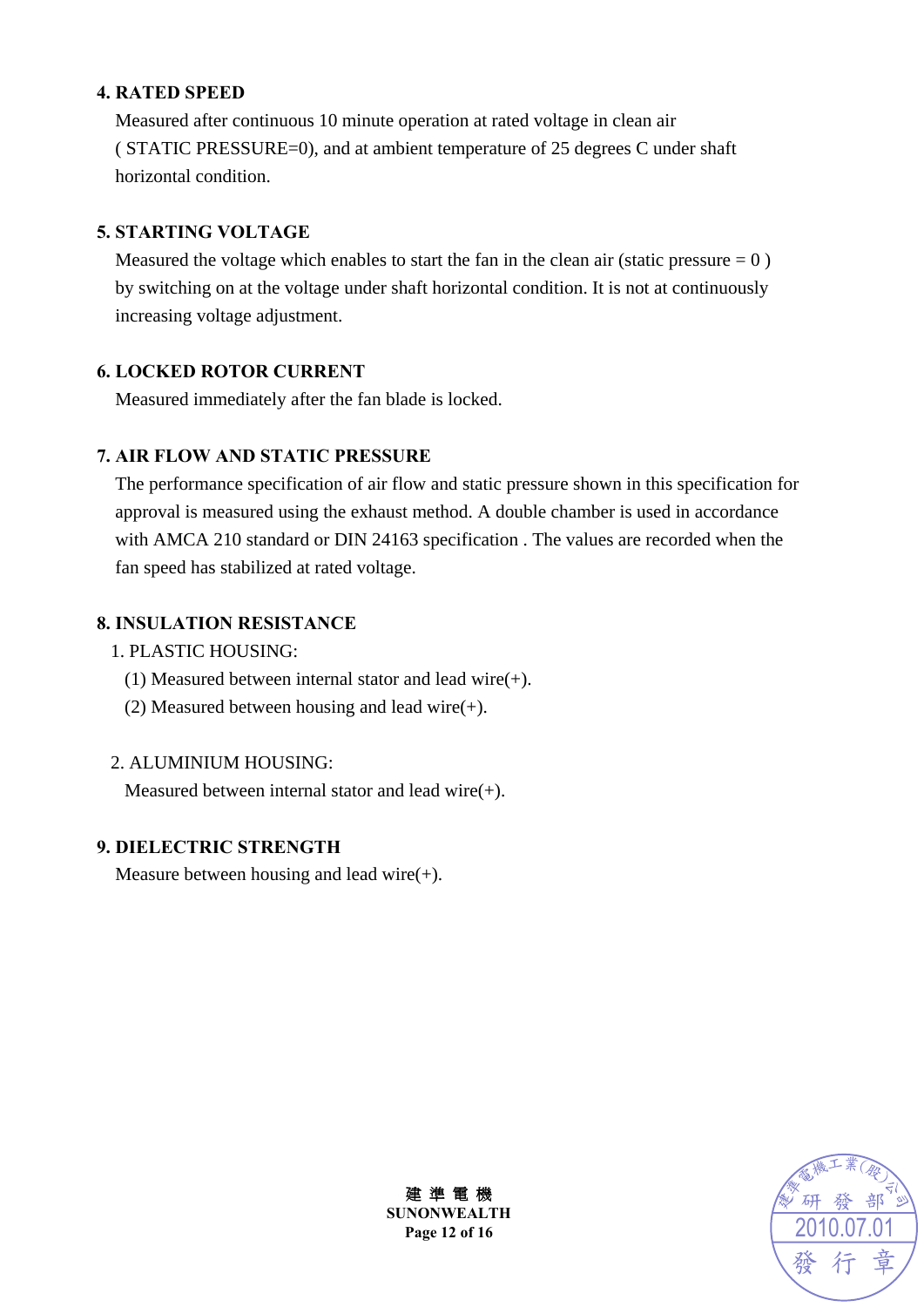**4. RATED SPEED**

Measured after continuous 10 minute operation at rated voltage in clean air ( STATIC PRESSURE=0), and at ambient temperature of 25 degrees C under shaft horizontal condition.

**5. STARTING VOLTAGE**

Measured the voltage which enables to start the fan in the clean air (static pressure = 0 ) by switching on at the voltage under shaft horizontal condition. It is not at continuously increasing voltage adjustment.

**6. LOCKED ROTOR CURRENT**

Measured immediately after the fan blade is locked.

**7. AIR FLOW AND STATIC PRESSURE**

The performance specification of air flow and static pressure shown in this specification for approval is measured using the exhaust method. A double chamber is used in accordance with AMCA 210 standard or DIN 24163 specification . The values are recorded when the fan speed has stabilized at rated voltage.

**8. INSULATION RESISTANCE**

1. PLASTIC HOUSING:
   (1) Measured between internal stator and lead wire(+).
   (2) Measured between housing and lead wire(+).

2. ALUMINIUM HOUSING:
   Measured between internal stator and lead wire(+).

**9. DIELECTRIC STRENGTH**

Measure between housing and lead wire(+).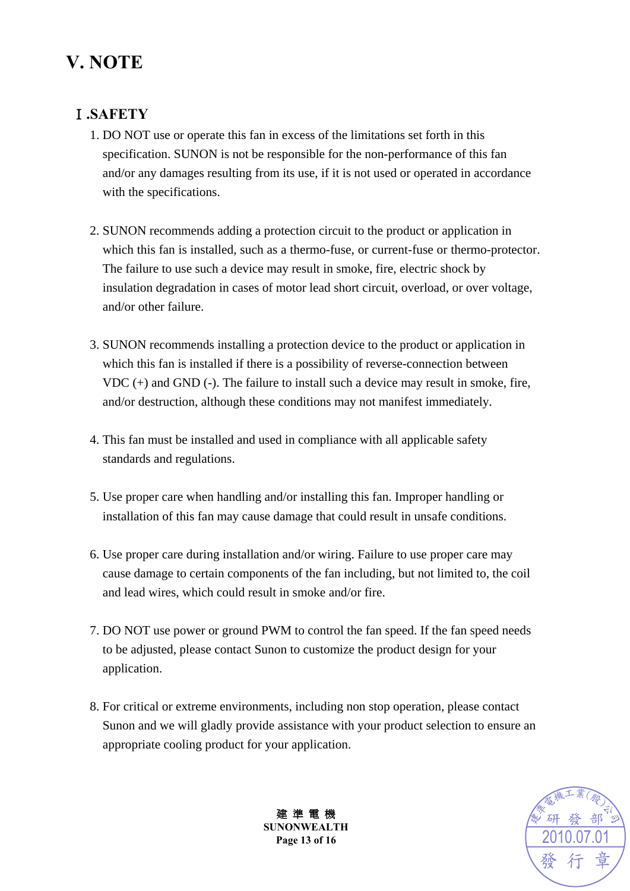# V. NOTE

## Ⅰ.SAFETY

1. DO NOT use or operate this fan in excess of the limitations set forth in this specification. SUNON is not be responsible for the non-performance of this fan and/or any damages resulting from its use, if it is not used or operated in accordance with the specifications.

2. SUNON recommends adding a protection circuit to the product or application in which this fan is installed, such as a thermo-fuse, or current-fuse or thermo-protector. The failure to use such a device may result in smoke, fire, electric shock by insulation degradation in cases of motor lead short circuit, overload, or over voltage, and/or other failure.

3. SUNON recommends installing a protection device to the product or application in which this fan is installed if there is a possibility of reverse-connection between VDC (+) and GND (-). The failure to install such a device may result in smoke, fire, and/or destruction, although these conditions may not manifest immediately.

4. This fan must be installed and used in compliance with all applicable safety standards and regulations.

5. Use proper care when handling and/or installing this fan. Improper handling or installation of this fan may cause damage that could result in unsafe conditions.

6. Use proper care during installation and/or wiring. Failure to use proper care may cause damage to certain components of the fan including, but not limited to, the coil and lead wires, which could result in smoke and/or fire.

7. DO NOT use power or ground PWM to control the fan speed. If the fan speed needs to be adjusted, please contact Sunon to customize the product design for your application.

8. For critical or extreme environments, including non stop operation, please contact Sunon and we will gladly provide assistance with your product selection to ensure an appropriate cooling product for your application.

建 準 電 機
SUNONWEALTH

建準電機工業(股)公司 研 發 部 2010.07.01 發 行 章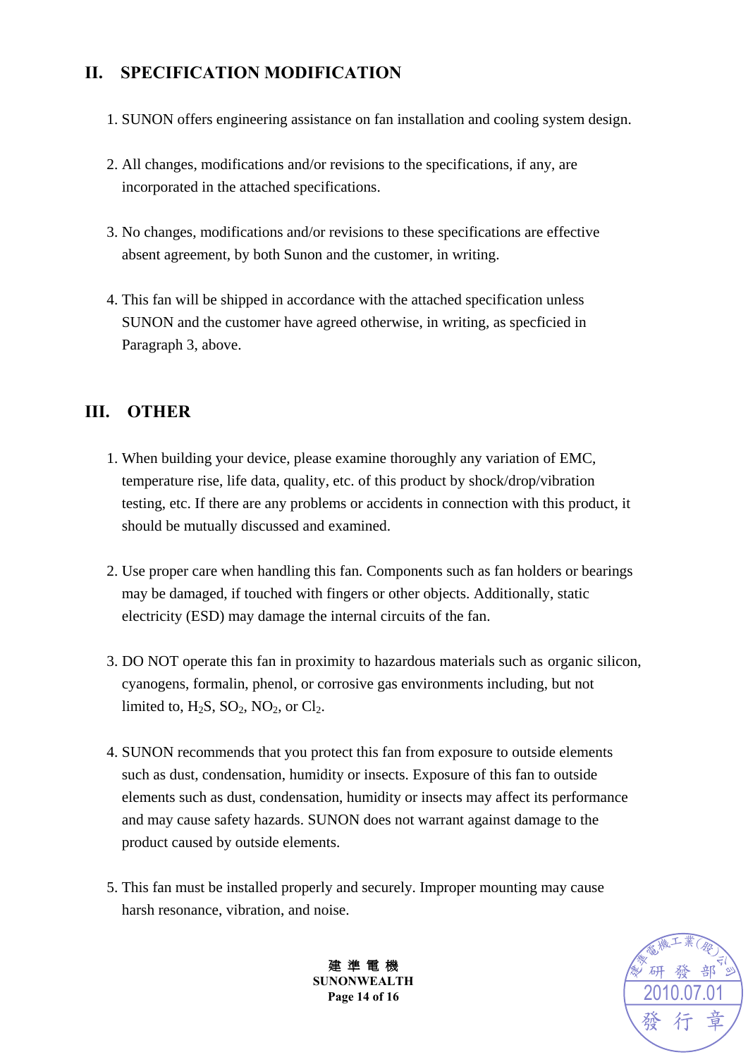## II. SPECIFICATION MODIFICATION

1. SUNON offers engineering assistance on fan installation and cooling system design.

2. All changes, modifications and/or revisions to the specifications, if any, are incorporated in the attached specifications.

3. No changes, modifications and/or revisions to these specifications are effective absent agreement, by both Sunon and the customer, in writing.

4. This fan will be shipped in accordance with the attached specification unless SUNON and the customer have agreed otherwise, in writing, as specficied in Paragraph 3, above.

## III. OTHER

1. When building your device, please examine thoroughly any variation of EMC, temperature rise, life data, quality, etc. of this product by shock/drop/vibration testing, etc. If there are any problems or accidents in connection with this product, it should be mutually discussed and examined.

2. Use proper care when handling this fan. Components such as fan holders or bearings may be damaged, if touched with fingers or other objects. Additionally, static electricity (ESD) may damage the internal circuits of the fan.

3. DO NOT operate this fan in proximity to hazardous materials such as organic silicon, cyanogens, formalin, phenol, or corrosive gas environments including, but not limited to, $H_2S$, $SO_2$, $NO_2$, or $Cl_2$.

4. SUNON recommends that you protect this fan from exposure to outside elements such as dust, condensation, humidity or insects. Exposure of this fan to outside elements such as dust, condensation, humidity or insects may affect its performance and may cause safety hazards. SUNON does not warrant against damage to the product caused by outside elements.

5. This fan must be installed properly and securely. Improper mounting may cause harsh resonance, vibration, and noise.

建 準 電 機
SUNONWEALTH

建準電機工業(股)公司 研 發 部 2010.07.01 發 行 章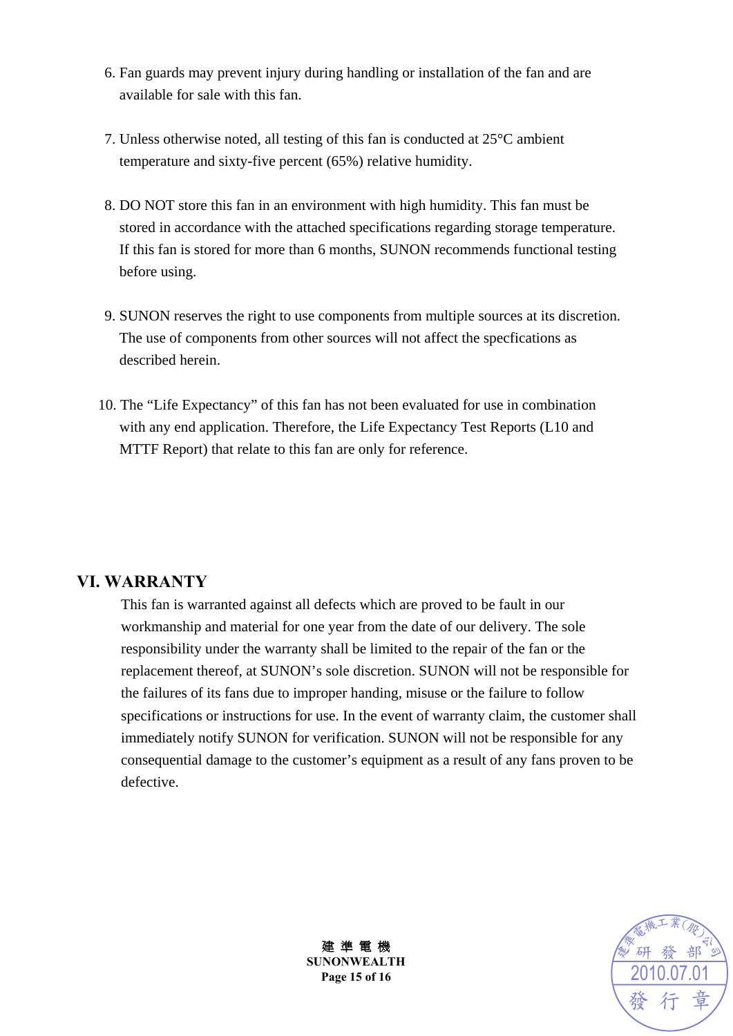6. Fan guards may prevent injury during handling or installation of the fan and are available for sale with this fan.

7. Unless otherwise noted, all testing of this fan is conducted at 25°C ambient temperature and sixty-five percent (65%) relative humidity.

8. DO NOT store this fan in an environment with high humidity. This fan must be stored in accordance with the attached specifications regarding storage temperature. If this fan is stored for more than 6 months, SUNON recommends functional testing before using.

9. SUNON reserves the right to use components from multiple sources at its discretion. The use of components from other sources will not affect the specfications as described herein.

10. The “Life Expectancy” of this fan has not been evaluated for use in combination with any end application. Therefore, the Life Expectancy Test Reports (L10 and MTTF Report) that relate to this fan are only for reference.

## VI. WARRANTY

This fan is warranted against all defects which are proved to be fault in our workmanship and material for one year from the date of our delivery. The sole responsibility under the warranty shall be limited to the repair of the fan or the replacement thereof, at SUNON’s sole discretion. SUNON will not be responsible for the failures of its fans due to improper handing, misuse or the failure to follow specifications or instructions for use. In the event of warranty claim, the customer shall immediately notify SUNON for verification. SUNON will not be responsible for any consequential damage to the customer’s equipment as a result of any fans proven to be defective.

建準電機工業(股)公司 研發部 2010.07.01 發行章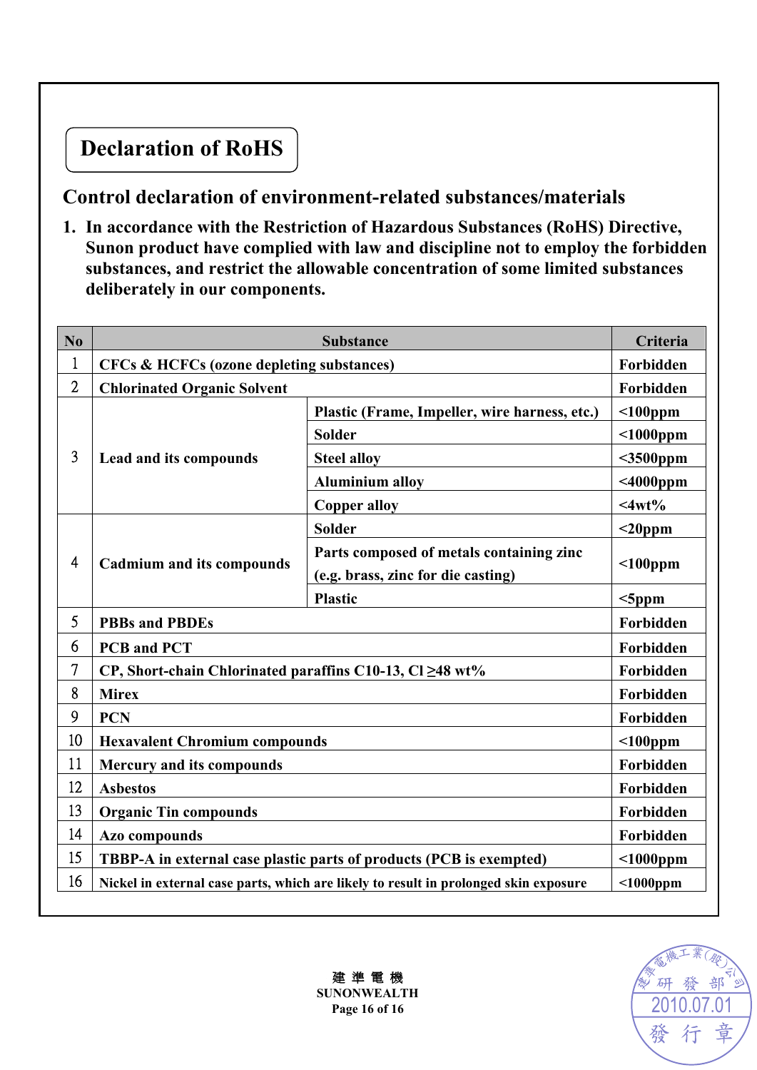# Declaration of RoHS

## Control declaration of environment-related substances/materials

1. In accordance with the Restriction of Hazardous Substances (RoHS) Directive, Sunon product have complied with law and discipline not to employ the forbidden substances, and restrict the allowable concentration of some limited substances deliberately in our components.

| No | Substance | | Criteria |
|---|---|---|---|
| 1 | CFCs & HCFCs (ozone depleting substances) | | Forbidden |
| 2 | Chlorinated Organic Solvent | | Forbidden |
| 3 | Lead and its compounds | Plastic (Frame, Impeller, wire harness, etc.) | <100ppm |
| | | Solder | <1000ppm |
| | | Steel alloy | <3500ppm |
| | | Aluminium alloy | <4000ppm |
| | | Copper alloy | <4wt% |
| 4 | Cadmium and its compounds | Solder | <20ppm |
| | | Parts composed of metals containing zinc (e.g. brass, zinc for die casting) | <100ppm |
| | | Plastic | <5ppm |
| 5 | PBBs and PBDEs | | Forbidden |
| 6 | PCB and PCT | | Forbidden |
| 7 | CP, Short-chain Chlorinated paraffins C10-13, Cl ≥48 wt% | | Forbidden |
| 8 | Mirex | | Forbidden |
| 9 | PCN | | Forbidden |
| 10 | Hexavalent Chromium compounds | | <100ppm |
| 11 | Mercury and its compounds | | Forbidden |
| 12 | Asbestos | | Forbidden |
| 13 | Organic Tin compounds | | Forbidden |
| 14 | Azo compounds | | Forbidden |
| 15 | TBBP-A in external case plastic parts of products (PCB is exempted) | | <1000ppm |
| 16 | Nickel in external case parts, which are likely to result in prolonged skin exposure | | <1000ppm |

建 準 電 機
SUNONWEALTH

建準電機工業(股)公司 研發部 2010.07.01 發行章